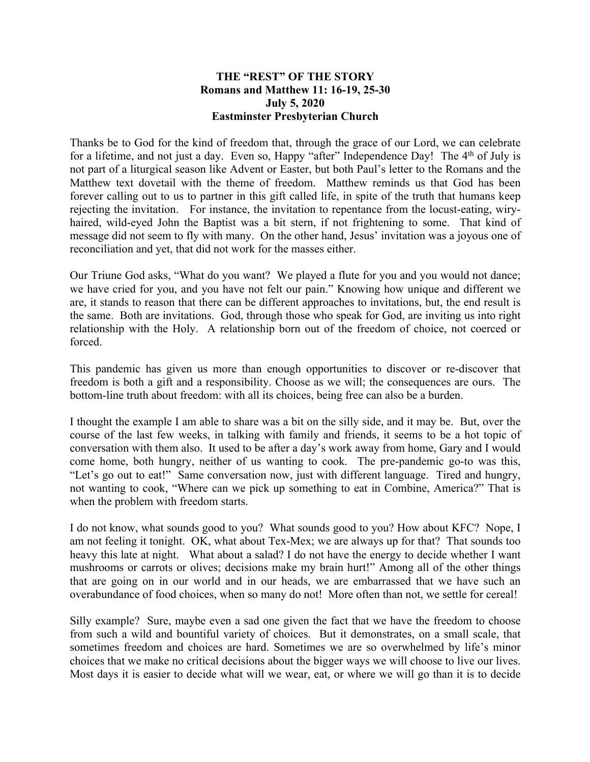**THE "REST" OF THE STORY**
**Romans and Matthew 11: 16-19, 25-30**
**July 5, 2020**
**Eastminster Presbyterian Church**

Thanks be to God for the kind of freedom that, through the grace of our Lord, we can celebrate for a lifetime, and not just a day. Even so, Happy "after" Independence Day! The 4th of July is not part of a liturgical season like Advent or Easter, but both Paul's letter to the Romans and the Matthew text dovetail with the theme of freedom. Matthew reminds us that God has been forever calling out to us to partner in this gift called life, in spite of the truth that humans keep rejecting the invitation. For instance, the invitation to repentance from the locust-eating, wiry-haired, wild-eyed John the Baptist was a bit stern, if not frightening to some. That kind of message did not seem to fly with many. On the other hand, Jesus' invitation was a joyous one of reconciliation and yet, that did not work for the masses either.

Our Triune God asks, "What do you want? We played a flute for you and you would not dance; we have cried for you, and you have not felt our pain." Knowing how unique and different we are, it stands to reason that there can be different approaches to invitations, but, the end result is the same. Both are invitations. God, through those who speak for God, are inviting us into right relationship with the Holy. A relationship born out of the freedom of choice, not coerced or forced.

This pandemic has given us more than enough opportunities to discover or re-discover that freedom is both a gift and a responsibility. Choose as we will; the consequences are ours. The bottom-line truth about freedom: with all its choices, being free can also be a burden.

I thought the example I am able to share was a bit on the silly side, and it may be. But, over the course of the last few weeks, in talking with family and friends, it seems to be a hot topic of conversation with them also. It used to be after a day's work away from home, Gary and I would come home, both hungry, neither of us wanting to cook. The pre-pandemic go-to was this, "Let's go out to eat!" Same conversation now, just with different language. Tired and hungry, not wanting to cook, "Where can we pick up something to eat in Combine, America?" That is when the problem with freedom starts.

I do not know, what sounds good to you? What sounds good to you? How about KFC? Nope, I am not feeling it tonight. OK, what about Tex-Mex; we are always up for that? That sounds too heavy this late at night. What about a salad? I do not have the energy to decide whether I want mushrooms or carrots or olives; decisions make my brain hurt!" Among all of the other things that are going on in our world and in our heads, we are embarrassed that we have such an overabundance of food choices, when so many do not! More often than not, we settle for cereal!

Silly example? Sure, maybe even a sad one given the fact that we have the freedom to choose from such a wild and bountiful variety of choices. But it demonstrates, on a small scale, that sometimes freedom and choices are hard. Sometimes we are so overwhelmed by life's minor choices that we make no critical decisions about the bigger ways we will choose to live our lives. Most days it is easier to decide what will we wear, eat, or where we will go than it is to decide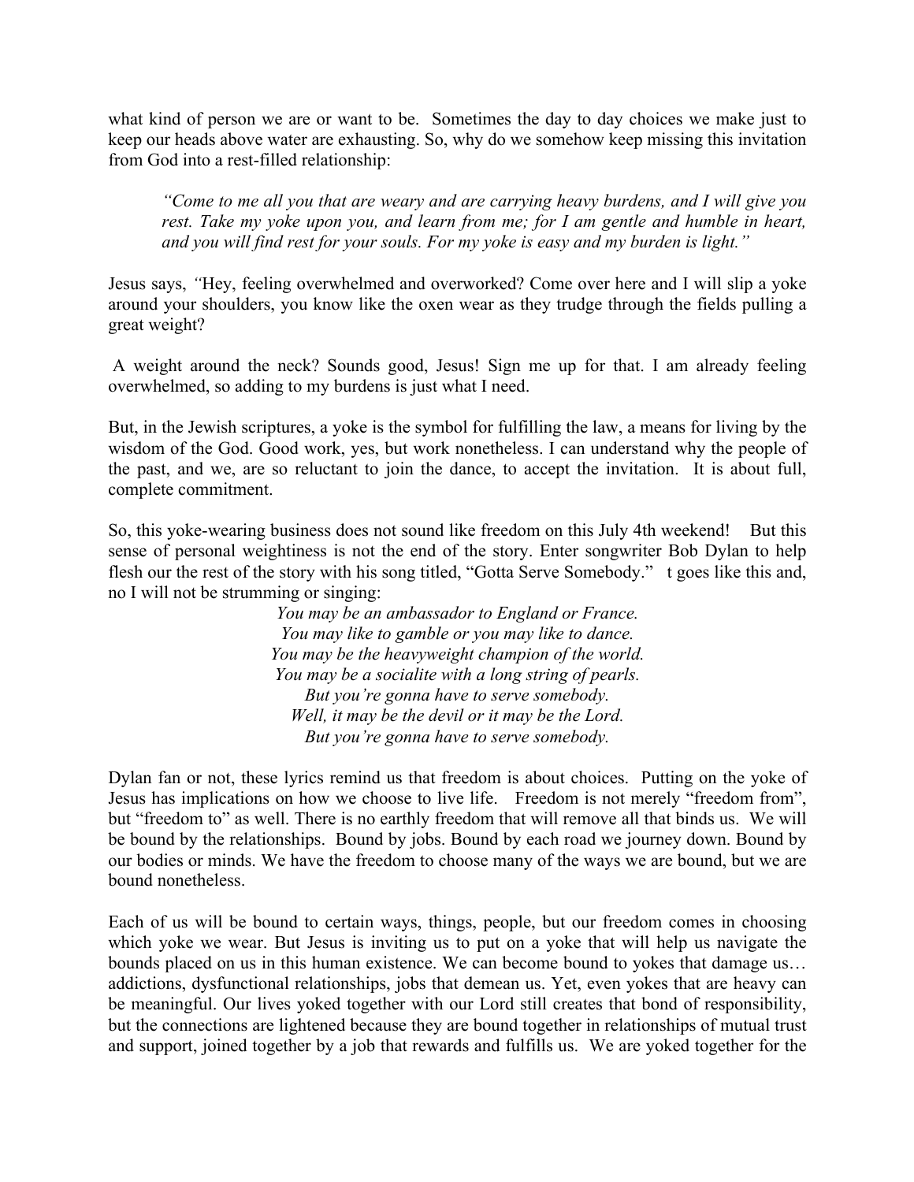what kind of person we are or want to be. Sometimes the day to day choices we make just to keep our heads above water are exhausting. So, why do we somehow keep missing this invitation from God into a rest-filled relationship:

> *"Come to me all you that are weary and are carrying heavy burdens, and I will give you rest. Take my yoke upon you, and learn from me; for I am gentle and humble in heart, and you will find rest for your souls. For my yoke is easy and my burden is light."*

Jesus says, *"*Hey, feeling overwhelmed and overworked? Come over here and I will slip a yoke around your shoulders, you know like the oxen wear as they trudge through the fields pulling a great weight?

A weight around the neck? Sounds good, Jesus! Sign me up for that. I am already feeling overwhelmed, so adding to my burdens is just what I need.

But, in the Jewish scriptures, a yoke is the symbol for fulfilling the law, a means for living by the wisdom of the God. Good work, yes, but work nonetheless. I can understand why the people of the past, and we, are so reluctant to join the dance, to accept the invitation. It is about full, complete commitment.

So, this yoke-wearing business does not sound like freedom on this July 4th weekend! But this sense of personal weightiness is not the end of the story. Enter songwriter Bob Dylan to help flesh our the rest of the story with his song titled, "Gotta Serve Somebody." t goes like this and, no I will not be strumming or singing:

*You may be an ambassador to England or France.*
*You may like to gamble or you may like to dance.*
*You may be the heavyweight champion of the world.*
*You may be a socialite with a long string of pearls.*
*But you're gonna have to serve somebody.*
*Well, it may be the devil or it may be the Lord.*
*But you're gonna have to serve somebody.*

Dylan fan or not, these lyrics remind us that freedom is about choices. Putting on the yoke of Jesus has implications on how we choose to live life. Freedom is not merely "freedom from", but "freedom to" as well. There is no earthly freedom that will remove all that binds us. We will be bound by the relationships. Bound by jobs. Bound by each road we journey down. Bound by our bodies or minds. We have the freedom to choose many of the ways we are bound, but we are bound nonetheless.

Each of us will be bound to certain ways, things, people, but our freedom comes in choosing which yoke we wear. But Jesus is inviting us to put on a yoke that will help us navigate the bounds placed on us in this human existence. We can become bound to yokes that damage us… addictions, dysfunctional relationships, jobs that demean us. Yet, even yokes that are heavy can be meaningful. Our lives yoked together with our Lord still creates that bond of responsibility, but the connections are lightened because they are bound together in relationships of mutual trust and support, joined together by a job that rewards and fulfills us. We are yoked together for the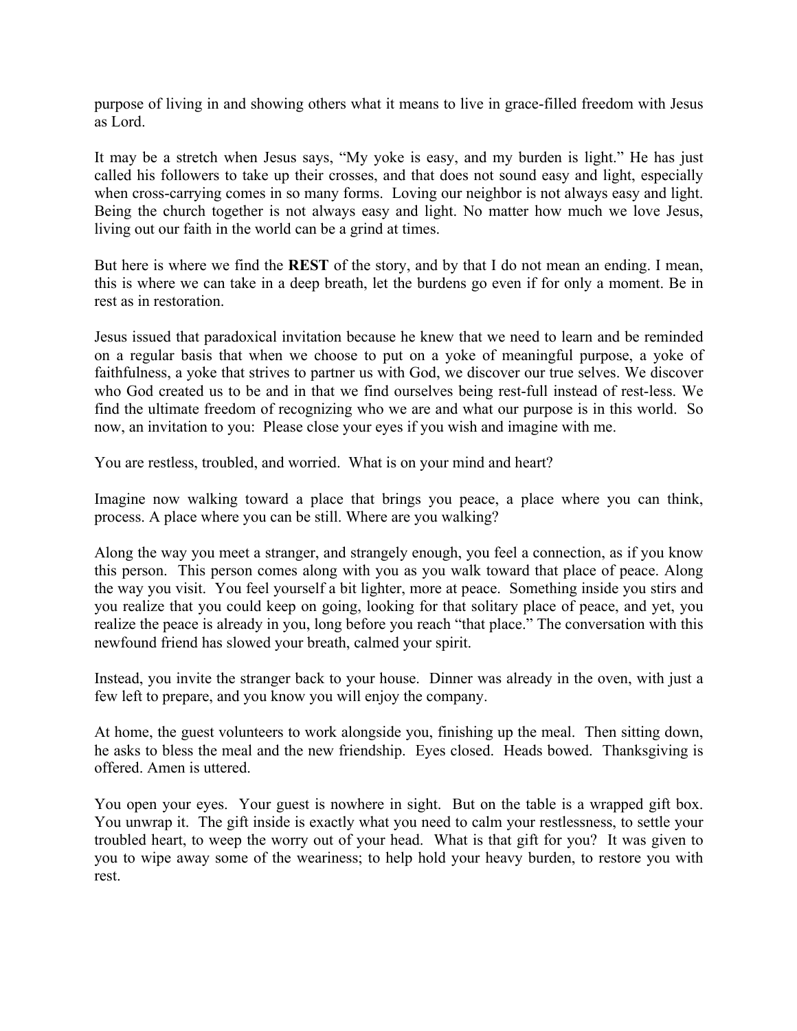purpose of living in and showing others what it means to live in grace-filled freedom with Jesus as Lord.

It may be a stretch when Jesus says, "My yoke is easy, and my burden is light." He has just called his followers to take up their crosses, and that does not sound easy and light, especially when cross-carrying comes in so many forms. Loving our neighbor is not always easy and light. Being the church together is not always easy and light. No matter how much we love Jesus, living out our faith in the world can be a grind at times.

But here is where we find the **REST** of the story, and by that I do not mean an ending. I mean, this is where we can take in a deep breath, let the burdens go even if for only a moment. Be in rest as in restoration.

Jesus issued that paradoxical invitation because he knew that we need to learn and be reminded on a regular basis that when we choose to put on a yoke of meaningful purpose, a yoke of faithfulness, a yoke that strives to partner us with God, we discover our true selves. We discover who God created us to be and in that we find ourselves being rest-full instead of rest-less. We find the ultimate freedom of recognizing who we are and what our purpose is in this world. So now, an invitation to you: Please close your eyes if you wish and imagine with me.

You are restless, troubled, and worried. What is on your mind and heart?

Imagine now walking toward a place that brings you peace, a place where you can think, process. A place where you can be still. Where are you walking?

Along the way you meet a stranger, and strangely enough, you feel a connection, as if you know this person. This person comes along with you as you walk toward that place of peace. Along the way you visit. You feel yourself a bit lighter, more at peace. Something inside you stirs and you realize that you could keep on going, looking for that solitary place of peace, and yet, you realize the peace is already in you, long before you reach "that place." The conversation with this newfound friend has slowed your breath, calmed your spirit.

Instead, you invite the stranger back to your house. Dinner was already in the oven, with just a few left to prepare, and you know you will enjoy the company.

At home, the guest volunteers to work alongside you, finishing up the meal. Then sitting down, he asks to bless the meal and the new friendship. Eyes closed. Heads bowed. Thanksgiving is offered. Amen is uttered.

You open your eyes. Your guest is nowhere in sight. But on the table is a wrapped gift box. You unwrap it. The gift inside is exactly what you need to calm your restlessness, to settle your troubled heart, to weep the worry out of your head. What is that gift for you? It was given to you to wipe away some of the weariness; to help hold your heavy burden, to restore you with rest.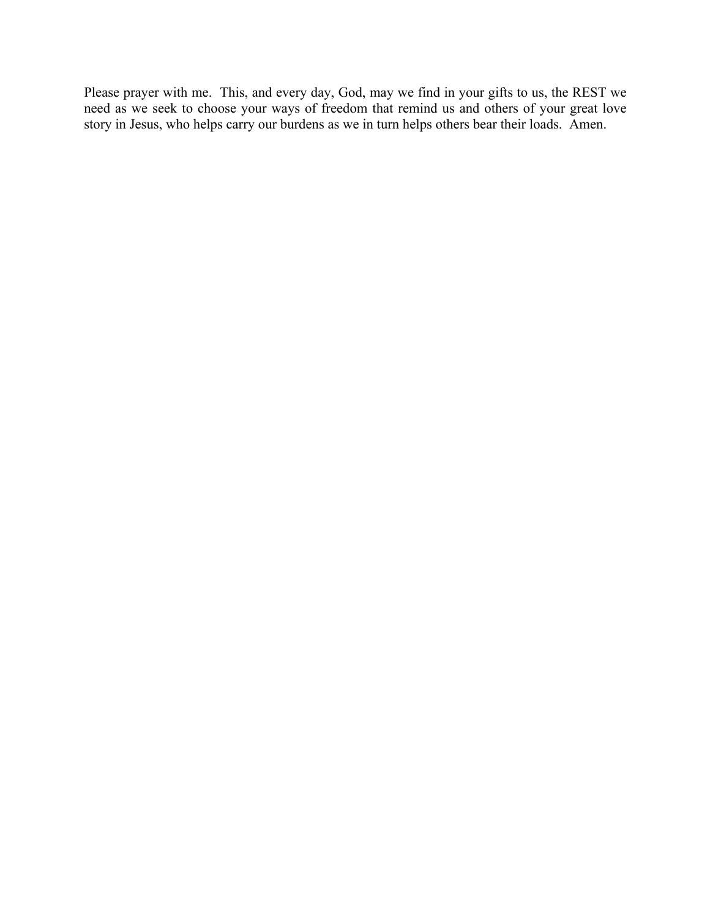Please prayer with me. This, and every day, God, may we find in your gifts to us, the REST we need as we seek to choose your ways of freedom that remind us and others of your great love story in Jesus, who helps carry our burdens as we in turn helps others bear their loads. Amen.